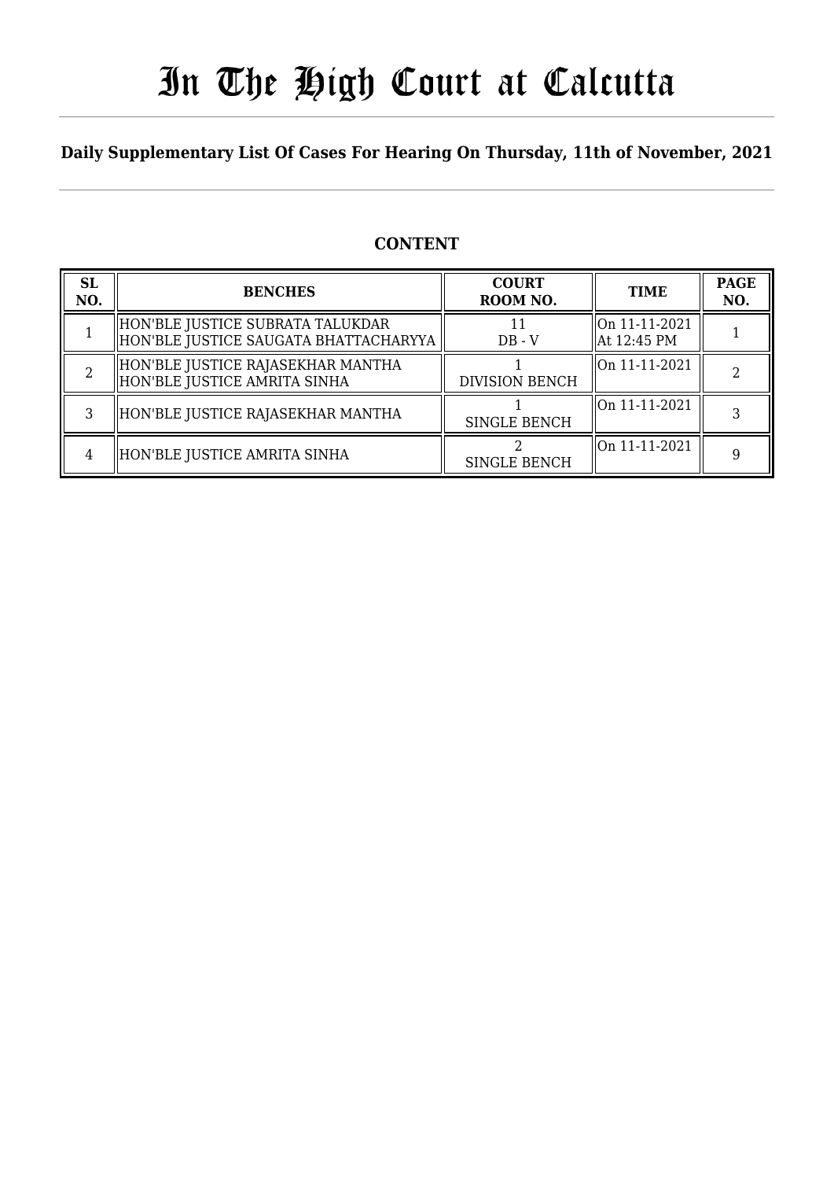# In The High Court at Calcutta

**Daily Supplementary List Of Cases For Hearing On Thursday, 11th of November, 2021**

## CONTENT

| SL NO. | BENCHES | COURT ROOM NO. | TIME | PAGE NO. |
|---|---|---|---|---|
| 1 | HON'BLE JUSTICE SUBRATA TALUKDAR<br>HON'BLE JUSTICE SAUGATA BHATTACHARYYA | 11<br>DB - V | On 11-11-2021<br>At 12:45 PM | 1 |
| 2 | HON'BLE JUSTICE RAJASEKHAR MANTHA<br>HON'BLE JUSTICE AMRITA SINHA | 1<br>DIVISION BENCH | On 11-11-2021 | 2 |
| 3 | HON'BLE JUSTICE RAJASEKHAR MANTHA | 1<br>SINGLE BENCH | On 11-11-2021 | 3 |
| 4 | HON'BLE JUSTICE AMRITA SINHA | 2<br>SINGLE BENCH | On 11-11-2021 | 9 |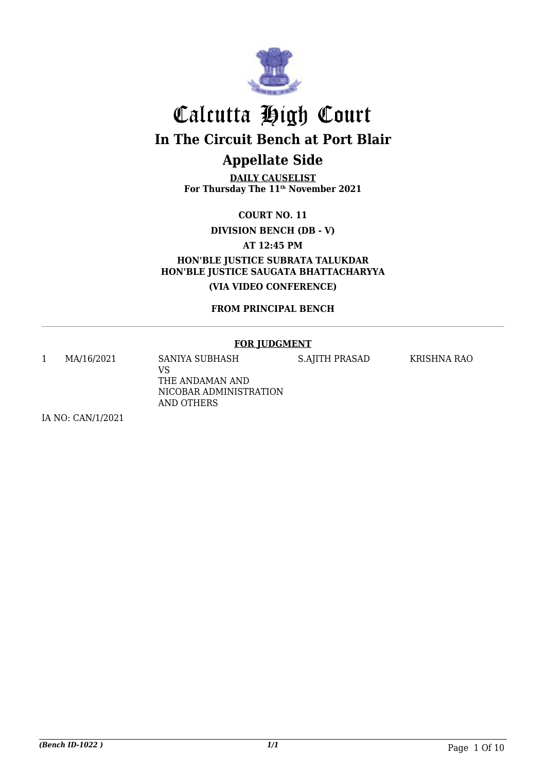# Calcutta High Court

## In The Circuit Bench at Port Blair

## Appellate Side

**DAILY CAUSELIST**
**For Thursday The 11th November 2021**

**COURT NO. 11**

**DIVISION BENCH (DB - V)**

**AT 12:45 PM**

**HON'BLE JUSTICE SUBRATA TALUKDAR**
**HON'BLE JUSTICE SAUGATA BHATTACHARYYA**

**(VIA VIDEO CONFERENCE)**

**FROM PRINCIPAL BENCH**

**FOR JUDGMENT**

| | | | | |
|---|---|---|---|---|
| 1 | MA/16/2021 | SANIYA SUBHASH VS THE ANDAMAN AND NICOBAR ADMINISTRATION AND OTHERS | S.AJITH PRASAD | KRISHNA RAO |

IA NO: CAN/1/2021

*(Bench ID-1022 )* *1/1*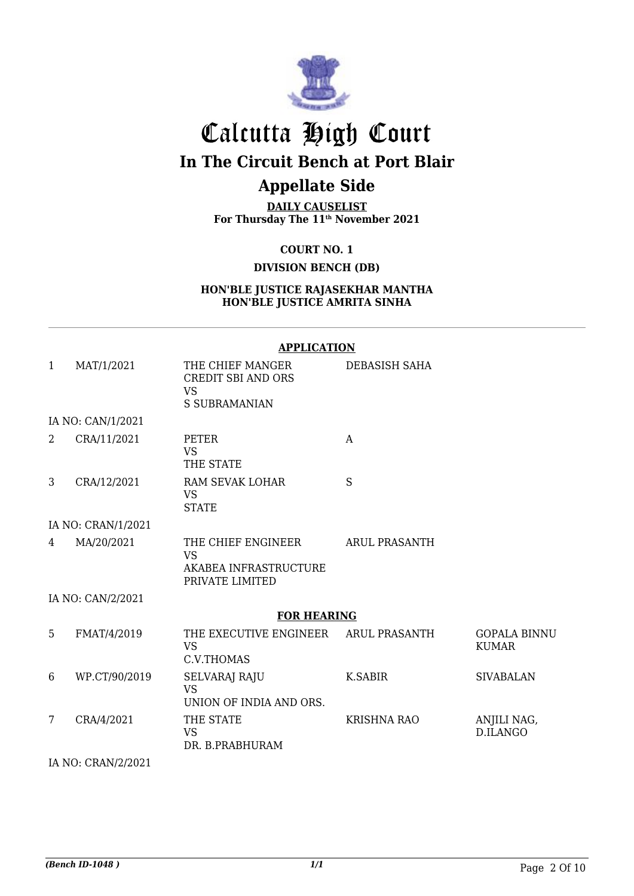# Calcutta High Court

## In The Circuit Bench at Port Blair

## Appellate Side

**DAILY CAUSELIST**
**For Thursday The 11th November 2021**

**COURT NO. 1**

**DIVISION BENCH (DB)**

**HON'BLE JUSTICE RAJASEKHAR MANTHA**
**HON'BLE JUSTICE AMRITA SINHA**

---

**APPLICATION**

| | | | | |
|---|---|---|---|---|
| 1 | MAT/1/2021 | THE CHIEF MANGER CREDIT SBI AND ORS VS S SUBRAMANIAN | DEBASISH SAHA | |
| | IA NO: CAN/1/2021 | | | |
| 2 | CRA/11/2021 | PETER VS THE STATE | A | |
| 3 | CRA/12/2021 | RAM SEVAK LOHAR VS STATE | S | |
| | IA NO: CRAN/1/2021 | | | |
| 4 | MA/20/2021 | THE CHIEF ENGINEER VS AKABEA INFRASTRUCTURE PRIVATE LIMITED | ARUL PRASANTH | |
| | IA NO: CAN/2/2021 | | | |

**FOR HEARING**

| | | | | |
|---|---|---|---|---|
| 5 | FMAT/4/2019 | THE EXECUTIVE ENGINEER VS C.V.THOMAS | ARUL PRASANTH | GOPALA BINNU KUMAR |
| 6 | WP.CT/90/2019 | SELVARAJ RAJU VS UNION OF INDIA AND ORS. | K.SABIR | SIVABALAN |
| 7 | CRA/4/2021 | THE STATE VS DR. B.PRABHURAM | KRISHNA RAO | ANJILI NAG, D.ILANGO |
| | IA NO: CRAN/2/2021 | | | |

*(Bench ID-1048 )* 1/1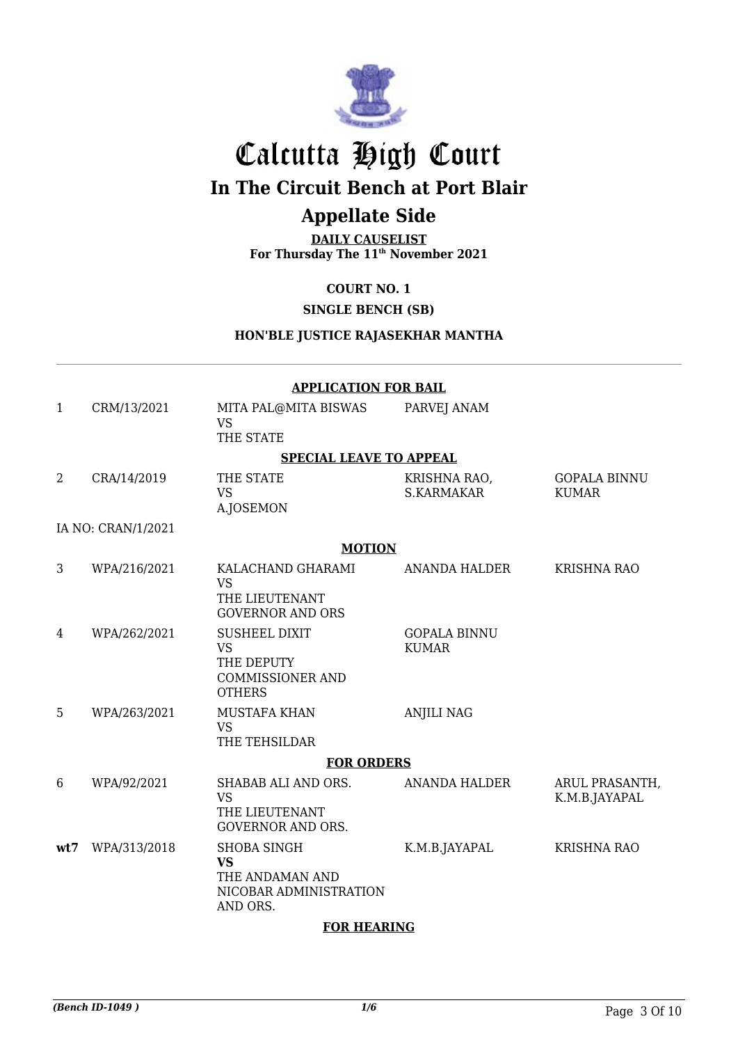# Calcutta High Court

## In The Circuit Bench at Port Blair

## Appellate Side

**DAILY CAUSELIST**
**For Thursday The 11th November 2021**

**COURT NO. 1**

**SINGLE BENCH (SB)**

**HON'BLE JUSTICE RAJASEKHAR MANTHA**

**APPLICATION FOR BAIL**

| | | | | |
|---|---|---|---|---|
| 1 | CRM/13/2021 | MITA PAL@MITA BISWAS<br>VS<br>THE STATE | PARVEJ ANAM | |

**SPECIAL LEAVE TO APPEAL**

| | | | | |
|---|---|---|---|---|
| 2 | CRA/14/2019 | THE STATE<br>VS<br>A.JOSEMON | KRISHNA RAO,<br>S.KARMAKAR | GOPALA BINNU KUMAR |
| IA NO: CRAN/1/2021 | | | | |

**MOTION**

| | | | | |
|---|---|---|---|---|
| 3 | WPA/216/2021 | KALACHAND GHARAMI<br>VS<br>THE LIEUTENANT GOVERNOR AND ORS | ANANDA HALDER | KRISHNA RAO |
| 4 | WPA/262/2021 | SUSHEEL DIXIT<br>VS<br>THE DEPUTY COMMISSIONER AND OTHERS | GOPALA BINNU KUMAR | |
| 5 | WPA/263/2021 | MUSTAFA KHAN<br>VS<br>THE TEHSILDAR | ANJILI NAG | |

**FOR ORDERS**

| | | | | |
|---|---|---|---|---|
| 6 | WPA/92/2021 | SHABAB ALI AND ORS.<br>VS<br>THE LIEUTENANT GOVERNOR AND ORS. | ANANDA HALDER | ARUL PRASANTH,<br>K.M.B.JAYAPAL |
| **wt7** | WPA/313/2018 | SHOBA SINGH<br>**VS**<br>THE ANDAMAN AND NICOBAR ADMINISTRATION AND ORS. | K.M.B.JAYAPAL | KRISHNA RAO |

**FOR HEARING**

*(Bench ID-1049 )*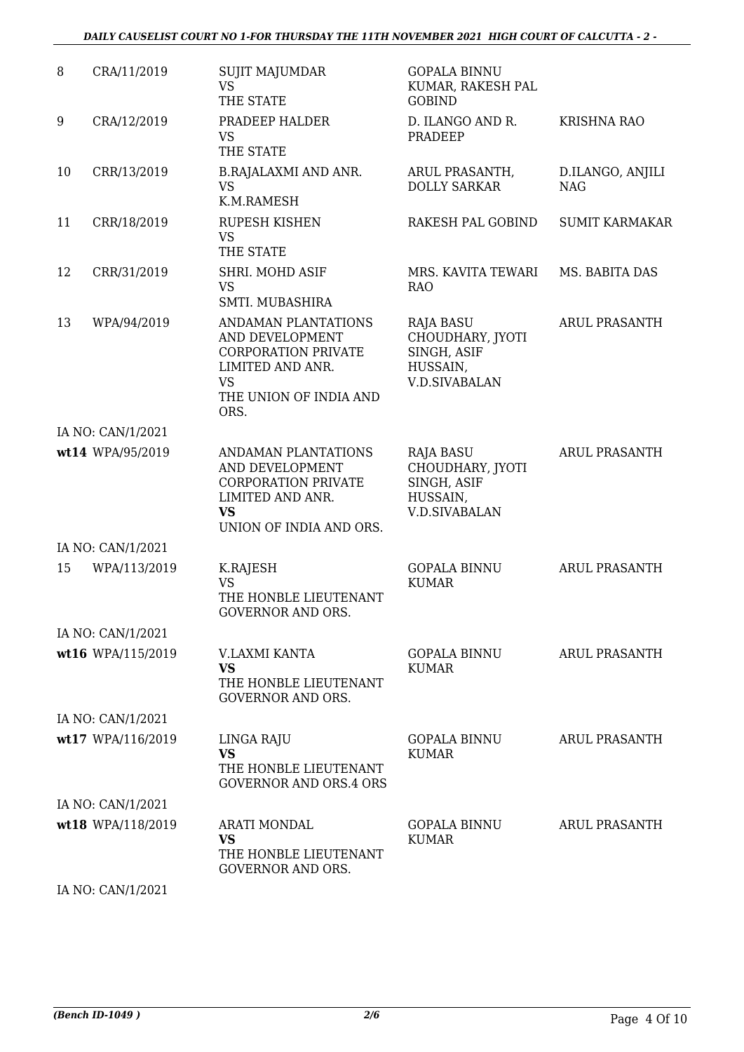| | | | | |
|---|---|---|---|---|
| 8 | CRA/11/2019 | SUJIT MAJUMDAR<br>VS<br>THE STATE | GOPALA BINNU KUMAR, RAKESH PAL GOBIND | |
| 9 | CRA/12/2019 | PRADEEP HALDER<br>VS<br>THE STATE | D. ILANGO AND R. PRADEEP | KRISHNA RAO |
| 10 | CRR/13/2019 | B.RAJALAXMI AND ANR.<br>VS<br>K.M.RAMESH | ARUL PRASANTH, DOLLY SARKAR | D.ILANGO, ANJILI NAG |
| 11 | CRR/18/2019 | RUPESH KISHEN<br>VS<br>THE STATE | RAKESH PAL GOBIND | SUMIT KARMAKAR |
| 12 | CRR/31/2019 | SHRI. MOHD ASIF<br>VS<br>SMTI. MUBASHIRA | MRS. KAVITA TEWARI RAO | MS. BABITA DAS |
| 13 | WPA/94/2019 | ANDAMAN PLANTATIONS AND DEVELOPMENT CORPORATION PRIVATE LIMITED AND ANR.<br>VS<br>THE UNION OF INDIA AND ORS. | RAJA BASU CHOUDHARY, JYOTI SINGH, ASIF HUSSAIN, V.D.SIVABALAN | ARUL PRASANTH |
| | IA NO: CAN/1/2021 | | | |
| wt14 | WPA/95/2019 | ANDAMAN PLANTATIONS AND DEVELOPMENT CORPORATION PRIVATE LIMITED AND ANR.<br>**VS**<br>UNION OF INDIA AND ORS. | RAJA BASU CHOUDHARY, JYOTI SINGH, ASIF HUSSAIN, V.D.SIVABALAN | ARUL PRASANTH |
| | IA NO: CAN/1/2021 | | | |
| 15 | WPA/113/2019 | K.RAJESH<br>VS<br>THE HONBLE LIEUTENANT GOVERNOR AND ORS. | GOPALA BINNU KUMAR | ARUL PRASANTH |
| | IA NO: CAN/1/2021 | | | |
| wt16 | WPA/115/2019 | V.LAXMI KANTA<br>**VS**<br>THE HONBLE LIEUTENANT GOVERNOR AND ORS. | GOPALA BINNU KUMAR | ARUL PRASANTH |
| | IA NO: CAN/1/2021 | | | |
| wt17 | WPA/116/2019 | LINGA RAJU<br>**VS**<br>THE HONBLE LIEUTENANT GOVERNOR AND ORS.4 ORS | GOPALA BINNU KUMAR | ARUL PRASANTH |
| | IA NO: CAN/1/2021 | | | |
| wt18 | WPA/118/2019 | ARATI MONDAL<br>**VS**<br>THE HONBLE LIEUTENANT GOVERNOR AND ORS. | GOPALA BINNU KUMAR | ARUL PRASANTH |
| | IA NO: CAN/1/2021 | | | |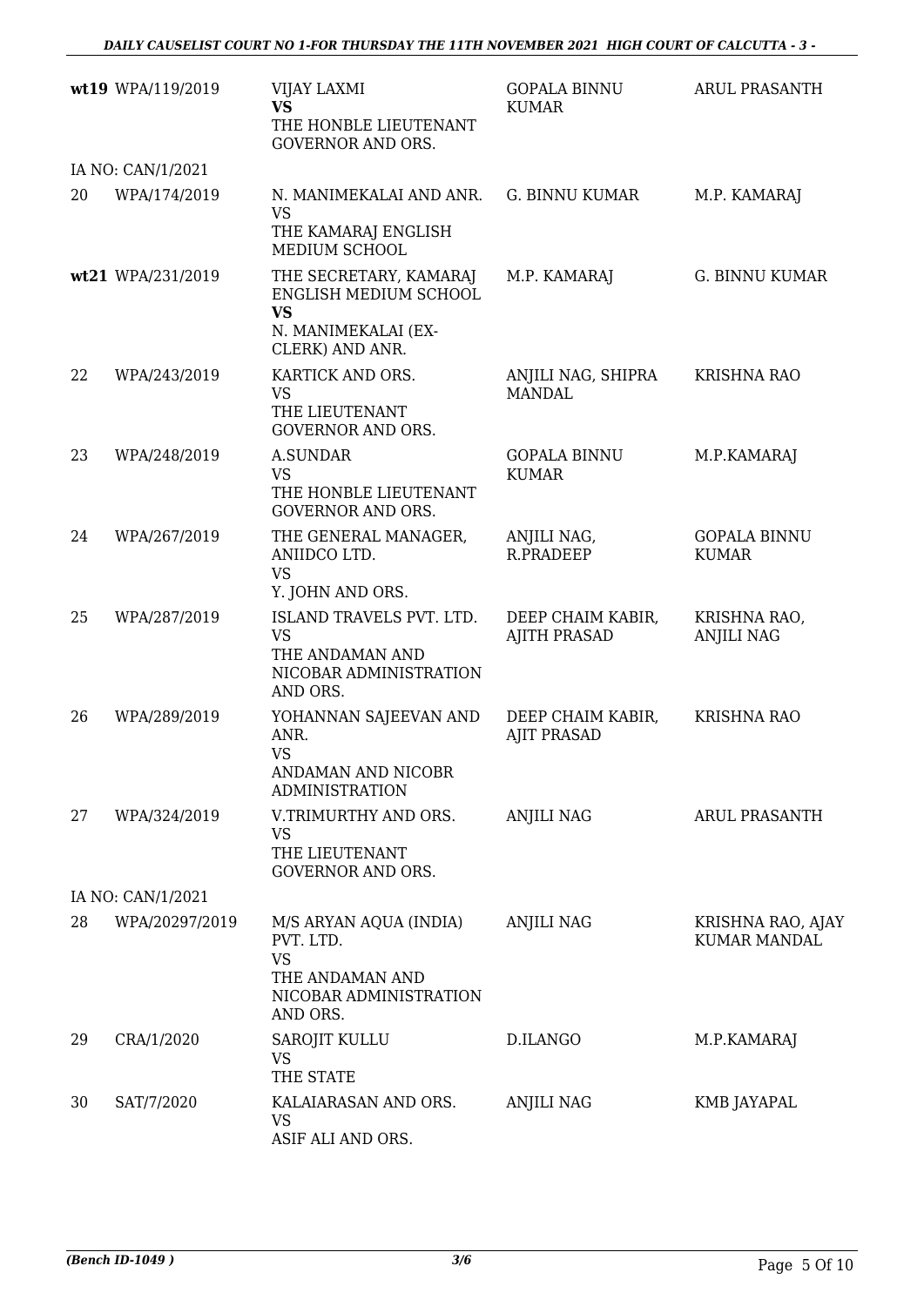| | | | | |
|---|---|---|---|---|
| **wt19** | WPA/119/2019 | VIJAY LAXMI **VS** THE HONBLE LIEUTENANT GOVERNOR AND ORS. | GOPALA BINNU KUMAR | ARUL PRASANTH |
| IA NO: CAN/1/2021 | | | | |
| 20 | WPA/174/2019 | N. MANIMEKALAI AND ANR. VS THE KAMARAJ ENGLISH MEDIUM SCHOOL | G. BINNU KUMAR | M.P. KAMARAJ |
| **wt21** | WPA/231/2019 | THE SECRETARY, KAMARAJ ENGLISH MEDIUM SCHOOL **VS** N. MANIMEKALAI (EX-CLERK) AND ANR. | M.P. KAMARAJ | G. BINNU KUMAR |
| 22 | WPA/243/2019 | KARTICK AND ORS. VS THE LIEUTENANT GOVERNOR AND ORS. | ANJILI NAG, SHIPRA MANDAL | KRISHNA RAO |
| 23 | WPA/248/2019 | A.SUNDAR VS THE HONBLE LIEUTENANT GOVERNOR AND ORS. | GOPALA BINNU KUMAR | M.P.KAMARAJ |
| 24 | WPA/267/2019 | THE GENERAL MANAGER, ANIIDCO LTD. VS Y. JOHN AND ORS. | ANJILI NAG, R.PRADEEP | GOPALA BINNU KUMAR |
| 25 | WPA/287/2019 | ISLAND TRAVELS PVT. LTD. VS THE ANDAMAN AND NICOBAR ADMINISTRATION AND ORS. | DEEP CHAIM KABIR, AJITH PRASAD | KRISHNA RAO, ANJILI NAG |
| 26 | WPA/289/2019 | YOHANNAN SAJEEVAN AND ANR. VS ANDAMAN AND NICOBR ADMINISTRATION | DEEP CHAIM KABIR, AJIT PRASAD | KRISHNA RAO |
| 27 | WPA/324/2019 | V.TRIMURTHY AND ORS. VS THE LIEUTENANT GOVERNOR AND ORS. | ANJILI NAG | ARUL PRASANTH |
| IA NO: CAN/1/2021 | | | | |
| 28 | WPA/20297/2019 | M/S ARYAN AQUA (INDIA) PVT. LTD. VS THE ANDAMAN AND NICOBAR ADMINISTRATION AND ORS. | ANJILI NAG | KRISHNA RAO, AJAY KUMAR MANDAL |
| 29 | CRA/1/2020 | SAROJIT KULLU VS THE STATE | D.ILANGO | M.P.KAMARAJ |
| 30 | SAT/7/2020 | KALAIARASAN AND ORS. VS ASIF ALI AND ORS. | ANJILI NAG | KMB JAYAPAL |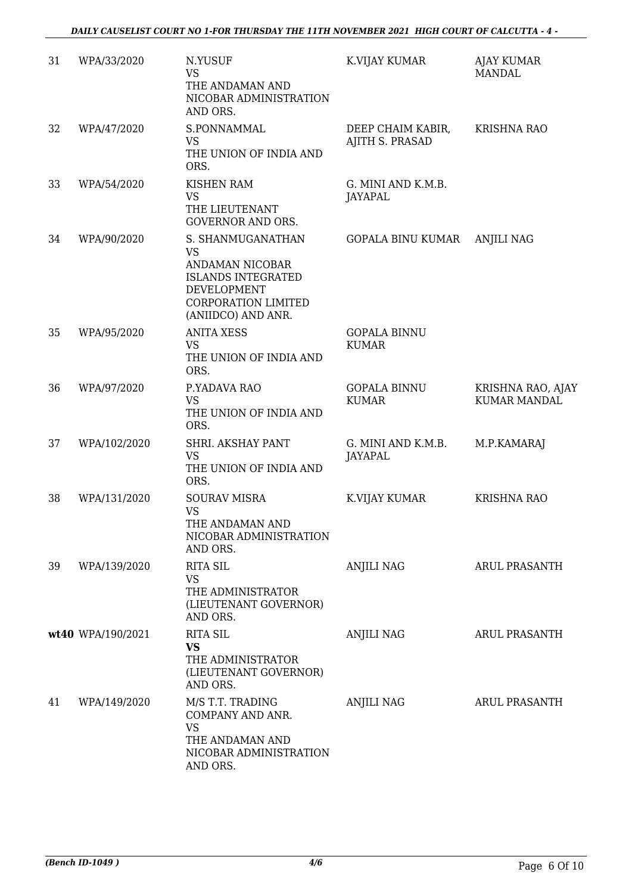| | | | | |
|---|---|---|---|---|
| 31 | WPA/33/2020 | N.YUSUF<br>VS<br>THE ANDAMAN AND NICOBAR ADMINISTRATION AND ORS. | K.VIJAY KUMAR | AJAY KUMAR MANDAL |
| 32 | WPA/47/2020 | S.PONNAMMAL<br>VS<br>THE UNION OF INDIA AND ORS. | DEEP CHAIM KABIR, AJITH S. PRASAD | KRISHNA RAO |
| 33 | WPA/54/2020 | KISHEN RAM<br>VS<br>THE LIEUTENANT GOVERNOR AND ORS. | G. MINI AND K.M.B. JAYAPAL | |
| 34 | WPA/90/2020 | S. SHANMUGANATHAN<br>VS<br>ANDAMAN NICOBAR ISLANDS INTEGRATED DEVELOPMENT CORPORATION LIMITED (ANIIDCO) AND ANR. | GOPALA BINU KUMAR | ANJILI NAG |
| 35 | WPA/95/2020 | ANITA XESS<br>VS<br>THE UNION OF INDIA AND ORS. | GOPALA BINNU KUMAR | |
| 36 | WPA/97/2020 | P.YADAVA RAO<br>VS<br>THE UNION OF INDIA AND ORS. | GOPALA BINNU KUMAR | KRISHNA RAO, AJAY KUMAR MANDAL |
| 37 | WPA/102/2020 | SHRI. AKSHAY PANT<br>VS<br>THE UNION OF INDIA AND ORS. | G. MINI AND K.M.B. JAYAPAL | M.P.KAMARAJ |
| 38 | WPA/131/2020 | SOURAV MISRA<br>VS<br>THE ANDAMAN AND NICOBAR ADMINISTRATION AND ORS. | K.VIJAY KUMAR | KRISHNA RAO |
| 39 | WPA/139/2020 | RITA SIL<br>VS<br>THE ADMINISTRATOR (LIEUTENANT GOVERNOR) AND ORS. | ANJILI NAG | ARUL PRASANTH |
| **wt40** | WPA/190/2021 | RITA SIL<br>**VS**<br>THE ADMINISTRATOR (LIEUTENANT GOVERNOR) AND ORS. | ANJILI NAG | ARUL PRASANTH |
| 41 | WPA/149/2020 | M/S T.T. TRADING COMPANY AND ANR.<br>VS<br>THE ANDAMAN AND NICOBAR ADMINISTRATION AND ORS. | ANJILI NAG | ARUL PRASANTH |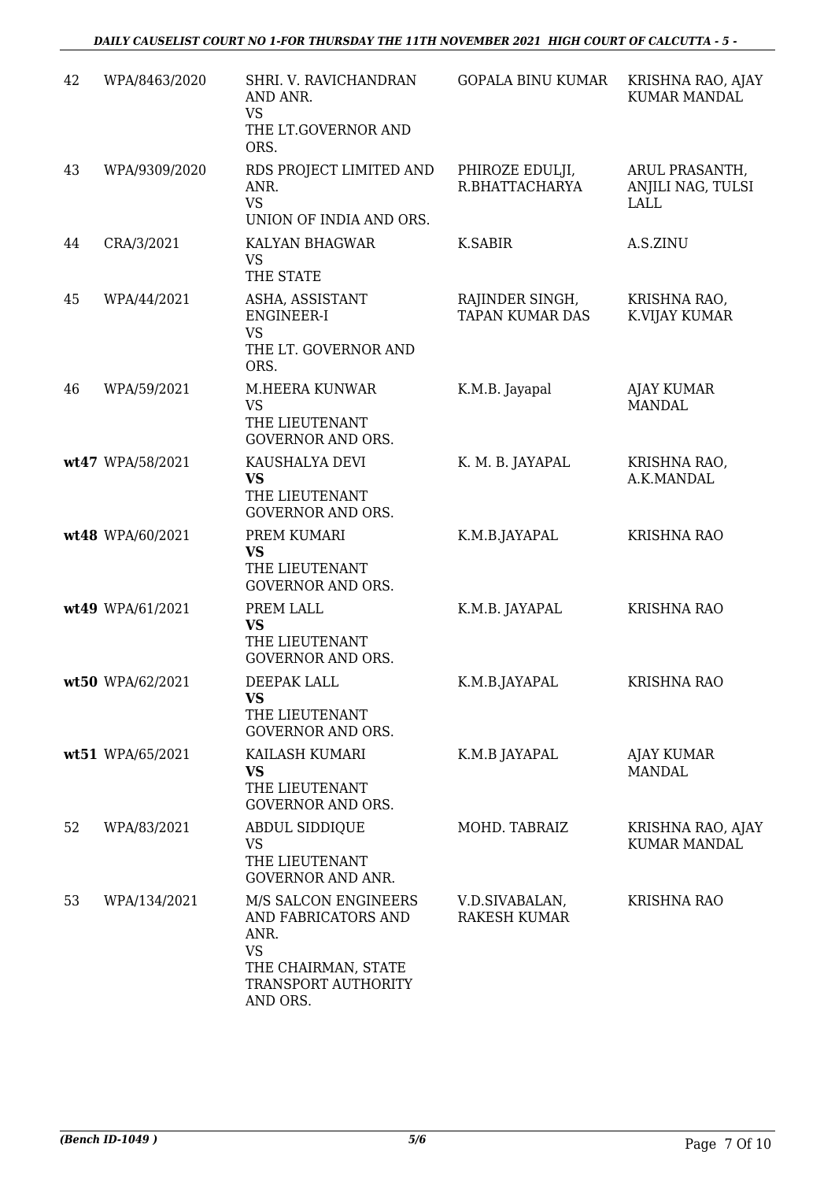| | | | | |
|---|---|---|---|---|
| 42 | WPA/8463/2020 | SHRI. V. RAVICHANDRAN AND ANR.<br>VS<br>THE LT.GOVERNOR AND ORS. | GOPALA BINU KUMAR | KRISHNA RAO, AJAY KUMAR MANDAL |
| 43 | WPA/9309/2020 | RDS PROJECT LIMITED AND ANR.<br>VS<br>UNION OF INDIA AND ORS. | PHIROZE EDULJI, R.BHATTACHARYA | ARUL PRASANTH, ANJILI NAG, TULSI LALL |
| 44 | CRA/3/2021 | KALYAN BHAGWAR<br>VS<br>THE STATE | K.SABIR | A.S.ZINU |
| 45 | WPA/44/2021 | ASHA, ASSISTANT ENGINEER-I<br>VS<br>THE LT. GOVERNOR AND ORS. | RAJINDER SINGH, TAPAN KUMAR DAS | KRISHNA RAO, K.VIJAY KUMAR |
| 46 | WPA/59/2021 | M.HEERA KUNWAR<br>VS<br>THE LIEUTENANT GOVERNOR AND ORS. | K.M.B. Jayapal | AJAY KUMAR MANDAL |
| **wt47** | WPA/58/2021 | KAUSHALYA DEVI<br>**VS**<br>THE LIEUTENANT GOVERNOR AND ORS. | K. M. B. JAYAPAL | KRISHNA RAO, A.K.MANDAL |
| **wt48** | WPA/60/2021 | PREM KUMARI<br>**VS**<br>THE LIEUTENANT GOVERNOR AND ORS. | K.M.B.JAYAPAL | KRISHNA RAO |
| **wt49** | WPA/61/2021 | PREM LALL<br>**VS**<br>THE LIEUTENANT GOVERNOR AND ORS. | K.M.B. JAYAPAL | KRISHNA RAO |
| **wt50** | WPA/62/2021 | DEEPAK LALL<br>**VS**<br>THE LIEUTENANT GOVERNOR AND ORS. | K.M.B.JAYAPAL | KRISHNA RAO |
| **wt51** | WPA/65/2021 | KAILASH KUMARI<br>**VS**<br>THE LIEUTENANT GOVERNOR AND ORS. | K.M.B JAYAPAL | AJAY KUMAR MANDAL |
| 52 | WPA/83/2021 | ABDUL SIDDIQUE<br>VS<br>THE LIEUTENANT GOVERNOR AND ANR. | MOHD. TABRAIZ | KRISHNA RAO, AJAY KUMAR MANDAL |
| 53 | WPA/134/2021 | M/S SALCON ENGINEERS AND FABRICATORS AND ANR.<br>VS<br>THE CHAIRMAN, STATE TRANSPORT AUTHORITY AND ORS. | V.D.SIVABALAN, RAKESH KUMAR | KRISHNA RAO |

*(Bench ID-1049 )* 5/6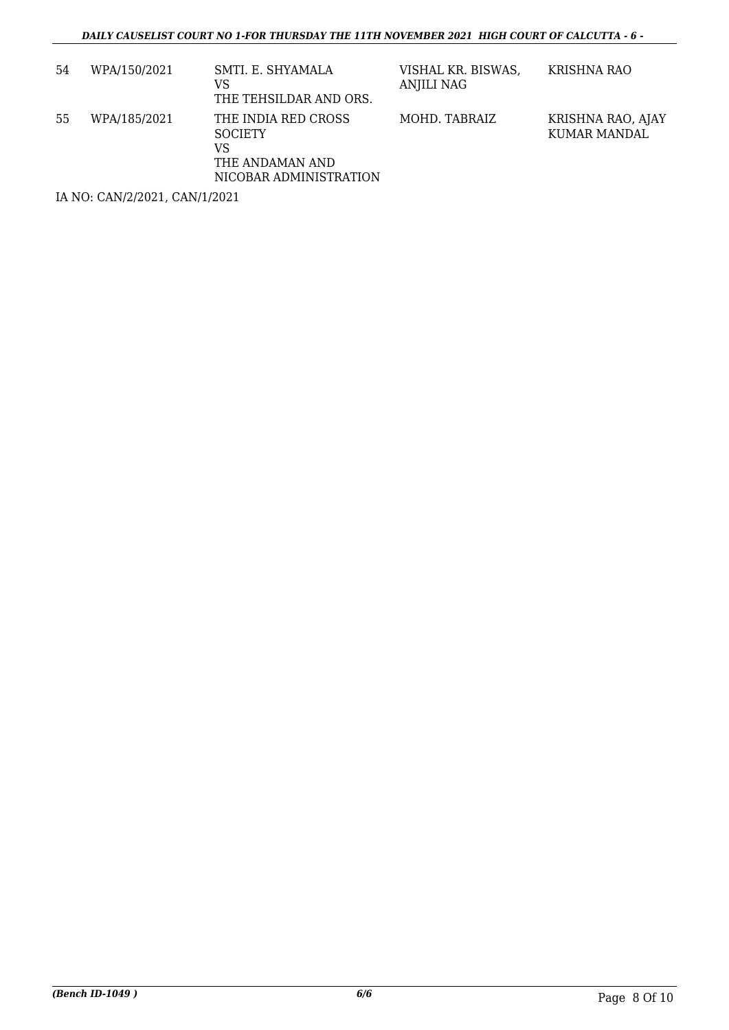| | | | | |
|---|---|---|---|---|
| 54 | WPA/150/2021 | SMTI. E. SHYAMALA<br>VS<br>THE TEHSILDAR AND ORS. | VISHAL KR. BISWAS, ANJILI NAG | KRISHNA RAO |
| 55 | WPA/185/2021 | THE INDIA RED CROSS SOCIETY<br>VS<br>THE ANDAMAN AND NICOBAR ADMINISTRATION | MOHD. TABRAIZ | KRISHNA RAO, AJAY KUMAR MANDAL |

IA NO: CAN/2/2021, CAN/1/2021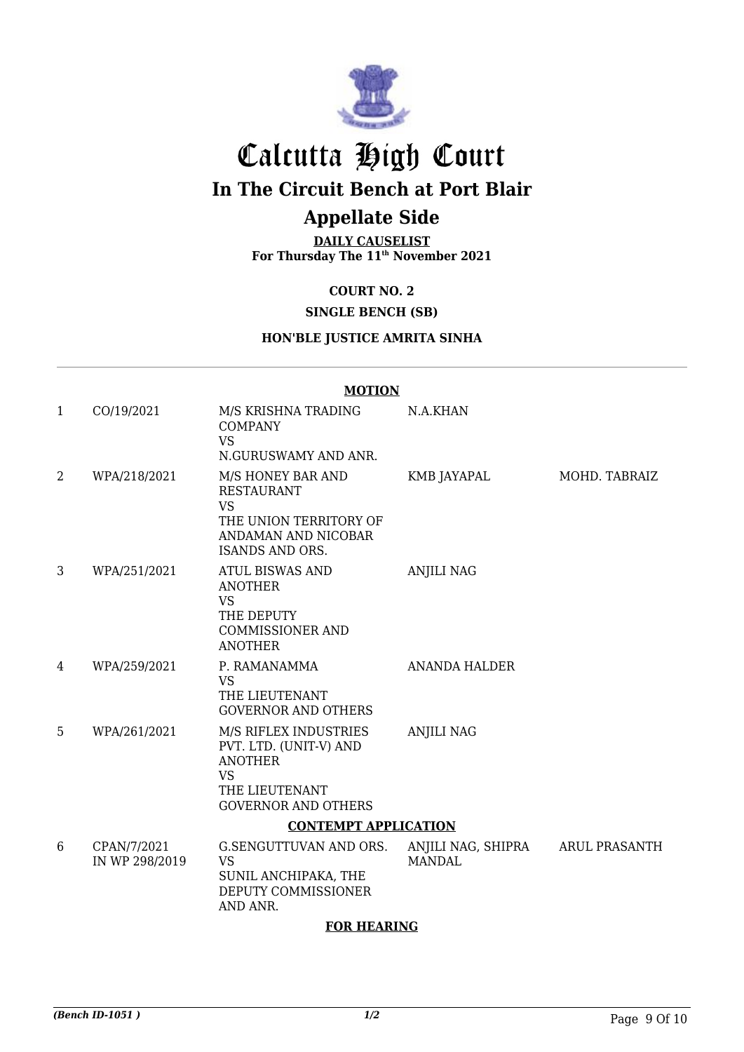# Calcutta High Court

## In The Circuit Bench at Port Blair

## Appellate Side

**DAILY CAUSELIST**
**For Thursday The 11th November 2021**

**COURT NO. 2**

**SINGLE BENCH (SB)**

**HON'BLE JUSTICE AMRITA SINHA**

**MOTION**

| | | | | |
|---|---|---|---|---|
| 1 | CO/19/2021 | M/S KRISHNA TRADING COMPANY VS N.GURUSWAMY AND ANR. | N.A.KHAN | |
| 2 | WPA/218/2021 | M/S HONEY BAR AND RESTAURANT VS THE UNION TERRITORY OF ANDAMAN AND NICOBAR ISANDS AND ORS. | KMB JAYAPAL | MOHD. TABRAIZ |
| 3 | WPA/251/2021 | ATUL BISWAS AND ANOTHER VS THE DEPUTY COMMISSIONER AND ANOTHER | ANJILI NAG | |
| 4 | WPA/259/2021 | P. RAMANAMMA VS THE LIEUTENANT GOVERNOR AND OTHERS | ANANDA HALDER | |
| 5 | WPA/261/2021 | M/S RIFLEX INDUSTRIES PVT. LTD. (UNIT-V) AND ANOTHER VS THE LIEUTENANT GOVERNOR AND OTHERS | ANJILI NAG | |

**CONTEMPT APPLICATION**

| | | | | |
|---|---|---|---|---|
| 6 | CPAN/7/2021 IN WP 298/2019 | G.SENGUTTUVAN AND ORS. VS SUNIL ANCHIPAKA, THE DEPUTY COMMISSIONER AND ANR. | ANJILI NAG, SHIPRA MANDAL | ARUL PRASANTH |

**FOR HEARING**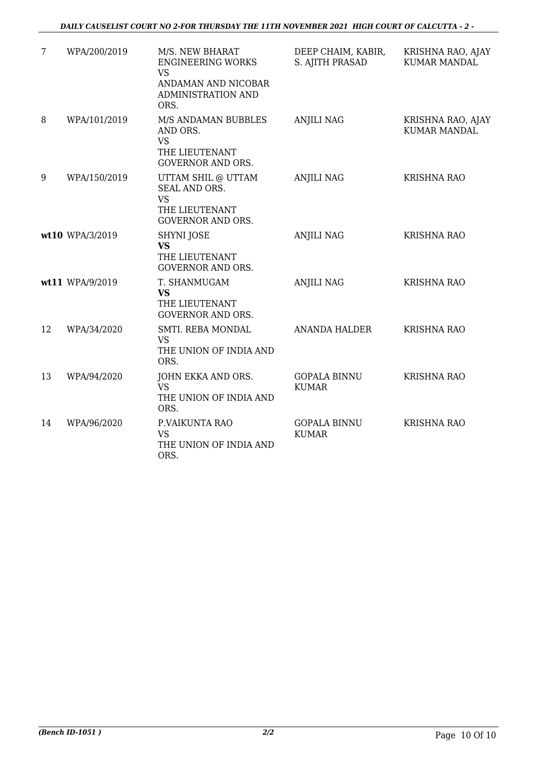| | | | | |
|---|---|---|---|---|
| 7 | WPA/200/2019 | M/S. NEW BHARAT ENGINEERING WORKS<br>VS<br>ANDAMAN AND NICOBAR ADMINISTRATION AND ORS. | DEEP CHAIM, KABIR, S. AJITH PRASAD | KRISHNA RAO, AJAY KUMAR MANDAL |
| 8 | WPA/101/2019 | M/S ANDAMAN BUBBLES AND ORS.<br>VS<br>THE LIEUTENANT GOVERNOR AND ORS. | ANJILI NAG | KRISHNA RAO, AJAY KUMAR MANDAL |
| 9 | WPA/150/2019 | UTTAM SHIL @ UTTAM SEAL AND ORS.<br>VS<br>THE LIEUTENANT GOVERNOR AND ORS. | ANJILI NAG | KRISHNA RAO |
| **wt10** | WPA/3/2019 | SHYNI JOSE<br>**VS**<br>THE LIEUTENANT GOVERNOR AND ORS. | ANJILI NAG | KRISHNA RAO |
| **wt11** | WPA/9/2019 | T. SHANMUGAM<br>**VS**<br>THE LIEUTENANT GOVERNOR AND ORS. | ANJILI NAG | KRISHNA RAO |
| 12 | WPA/34/2020 | SMTI. REBA MONDAL<br>VS<br>THE UNION OF INDIA AND ORS. | ANANDA HALDER | KRISHNA RAO |
| 13 | WPA/94/2020 | JOHN EKKA AND ORS.<br>VS<br>THE UNION OF INDIA AND ORS. | GOPALA BINNU KUMAR | KRISHNA RAO |
| 14 | WPA/96/2020 | P.VAIKUNTA RAO<br>VS<br>THE UNION OF INDIA AND ORS. | GOPALA BINNU KUMAR | KRISHNA RAO |

*(Bench ID-1051 )* *2/2*